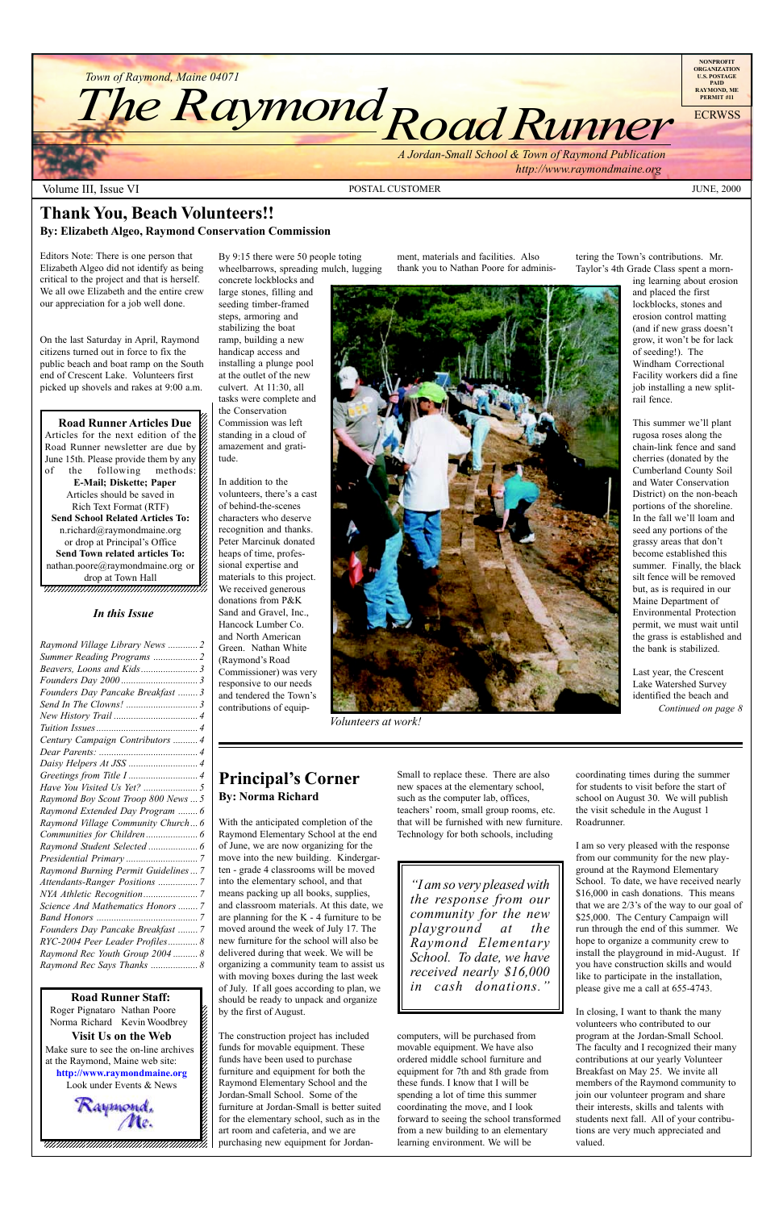Town of Raymond, Maine 04071

# The Raymond Road Runner

A Jordan-Small School & Town of Raymond Publication
http://www.raymondmaine.org

NONPROFIT ORGANIZATION U.S. POSTAGE PAID RAYMOND, ME PERMIT #11

ECRWSS

Volume III, Issue VI | POSTAL CUSTOMER | JUNE, 2000

## Thank You, Beach Volunteers!!

**By: Elizabeth Algeo, Raymond Conservation Commission**

Editors Note: There is one person that Elizabeth Algeo did not identify as being critical to the project and that is herself. We all owe Elizabeth and the entire crew our appreciation for a job well done.

On the last Saturday in April, Raymond citizens turned out in force to fix the public beach and boat ramp on the South end of Crescent Lake. Volunteers first picked up shovels and rakes at 9:00 a.m. By 9:15 there were 50 people toting wheelbarrows, spreading mulch, lugging concrete lockblocks and large stones, filling and seeding timber-framed steps, armoring and stabilizing the boat ramp, building a new handicap access and installing a plunge pool at the outlet of the new culvert. At 11:30, all tasks were complete and the Conservation Commission was left standing in a cloud of amazement and gratitude.

In addition to the volunteers, there's a cast of behind-the-scenes characters who deserve recognition and thanks. Peter Marcinuk donated heaps of time, professional expertise and materials to this project. We received generous donations from P&K Sand and Gravel, Inc., Hancock Lumber Co. and North American Green. Nathan White (Raymond's Road Commissioner) was very responsive to our needs and tendered the Town's contributions of equipment, materials and facilities. Also thank you to Nathan Poore for administering the Town's contributions. Mr. Taylor's 4th Grade Class spent a morning learning about erosion and placed the first lockblocks, stones and erosion control matting (and if new grass doesn't grow, it won't be for lack of seeding!). The Windham Correctional Facility workers did a fine job installing a new split-rail fence.

Volunteers at work!

This summer we'll plant rugosa roses along the chain-link fence and sand cherries (donated by the Cumberland County Soil and Water Conservation District) on the non-beach portions of the shoreline. In the fall we'll loam and seed any portions of the grassy areas that don't become established this summer. Finally, the black silt fence will be removed but, as is required in our Maine Department of Environmental Protection permit, we must wait until the grass is established and the bank is stabilized.

Last year, the Crescent Lake Watershed Survey identified the beach and

*Continued on page 8*

---

**Road Runner Articles Due**

Articles for the next edition of the Road Runner newsletter are due by June 15th. Please provide them by any of the following methods:

**E-Mail; Diskette; Paper**

Articles should be saved in Rich Text Format (RTF)

**Send School Related Articles To:**
n.richard@raymondmaine.org
or drop at Principal's Office

**Send Town related articles To:**
nathan.poore@raymondmaine.org or drop at Town Hall

---

### *In this Issue*

| | |
|---|---|
| *Raymond Village Library News* | 2 |
| *Summer Reading Programs* | 2 |
| *Beavers, Loons and Kids* | 3 |
| *Founders Day 2000* | 3 |
| *Founders Day Pancake Breakfast* | 3 |
| *Send In The Clowns!* | 3 |
| *New History Trail* | 4 |
| *Tuition Issues* | 4 |
| *Century Campaign Contributors* | 4 |
| *Dear Parents:* | 4 |
| *Daisy Helpers At JSS* | 4 |
| *Greetings from Title I* | 4 |
| *Have You Visited Us Yet?* | 5 |
| *Raymond Boy Scout Troop 800 News* | 5 |
| *Raymond Extended Day Program* | 6 |
| *Raymond Village Community Church* | 6 |
| *Communities for Children* | 6 |
| *Raymond Student Selected* | 6 |
| *Presidential Primary* | 7 |
| *Raymond Burning Permit Guidelines* | 7 |
| *Attendants-Ranger Positions* | 7 |
| *NYA Athletic Recognition* | 7 |
| *Science And Mathematics Honors* | 7 |
| *Band Honors* | 7 |
| *Founders Day Pancake Breakfast* | 7 |
| *RYC-2004 Peer Leader Profiles* | 8 |
| *Raymond Rec Youth Group 2004* | 8 |
| *Raymond Rec Says Thanks* | 8 |

---

**Road Runner Staff:**
Roger Pignataro Nathan Poore
Norma Richard Linda Woodbrey

**Visit Us on the Web**
Make sure to see the on-line archives at the Raymond, Maine web site:
**http://www.raymondmaine.org**
Look under Events & News

Raymond, Me.

---

## Principal's Corner

**By: Norma Richard**

With the anticipated completion of the Raymond Elementary School at the end of June, we are now organizing for the move into the new building. Kindergarten - grade 4 classrooms will be moved into the elementary school, and that means packing up all books, supplies, and classroom materials. At this date, we are planning for the K - 4 furniture to be moved around the week of July 17. The new furniture for the school will also be delivered during that week. We will be organizing a community team to assist us with moving boxes during the last week of July. If all goes according to plan, we should be ready to unpack and organize by the first of August.

The construction project has included funds for movable equipment. These funds have been used to purchase furniture and equipment for both the Raymond Elementary School and the Jordan-Small School. Some of the furniture at Jordan-Small is better suited for the elementary school, such as in the art room and cafeteria, and we are purchasing new equipment for Jordan-Small to replace these. There are also new spaces at the elementary school, such as the computer lab, offices, teachers' room, small group rooms, etc. that will be furnished with new furniture. Technology for both schools, including computers, will be purchased from movable equipment. We have also ordered middle school furniture and equipment for 7th and 8th grade from these funds. I know that I will be spending a lot of time this summer coordinating the move, and I look forward to seeing the school transformed from a new building to an elementary learning environment. We will be coordinating times during the summer for students to visit before the start of school on August 30. We will publish the visit schedule in the August 1 Roadrunner.

> *"I am so very pleased with the response from our community for the new playground at the Raymond Elementary School. To date, we have received nearly $16,000 in cash donations."*

I am so very pleased with the response from our community for the new playground at the Raymond Elementary School. To date, we have received nearly $16,000 in cash donations. This means that we are 2/3's of the way to our goal of $25,000. The Century Campaign will run through the end of this summer. We hope to organize a community crew to install the playground in mid-August. If you have construction skills and would like to participate in the installation, please give me a call at 655-4743.

In closing, I want to thank the many volunteers who contributed to our program at the Jordan-Small School. The faculty and I recognized their many contributions at our yearly Volunteer Breakfast on May 25. We invite all members of the Raymond community to join our volunteer program and share their interests, skills and talents with students next fall. All of your contributions are very much appreciated and valued.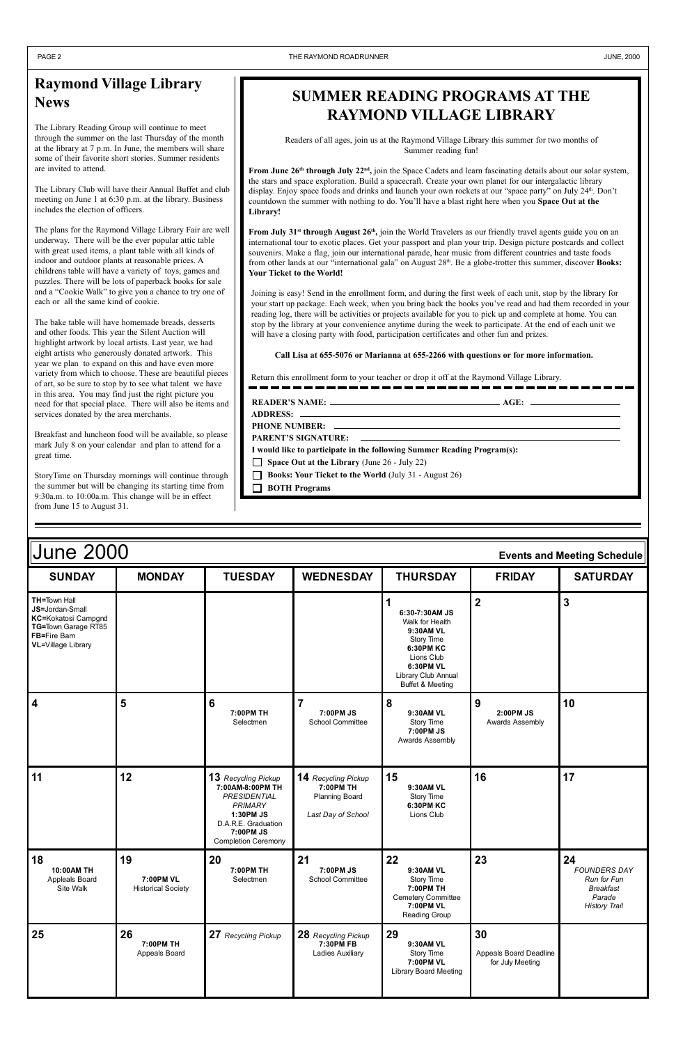## Raymond Village Library News

The Library Reading Group will continue to meet through the summer on the last Thursday of the month at the library at 7 p.m. In June, the members will share some of their favorite short stories. Summer residents are invited to attend.

The Library Club will have their Annual Buffet and club meeting on June 1 at 6:30 p.m. at the library. Business includes the election of officers.

The plans for the Raymond Village Library Fair are well underway. There will be the ever popular attic table with great used items, a plant table with all kinds of indoor and outdoor plants at reasonable prices. A childrens table will have a variety of toys, games and puzzles. There will be lots of paperback books for sale and a "Cookie Walk" to give you a chance to try one of each or all the same kind of cookie.

The bake table will have homemade breads, desserts and other foods. This year the Silent Auction will highlight artwork by local artists. Last year, we had eight artists who generously donated artwork. This year we plan to expand on this and have even more variety from which to choose. These are beautiful pieces of art, so be sure to stop by to see what talent we have in this area. You may find just the right picture you need for that special place. There will also be items and services donated by the area merchants.

Breakfast and luncheon food will be available, so please mark July 8 on your calendar and plan to attend for a great time.

StoryTime on Thursday mornings will continue through the summer but will be changing its starting time from 9:30a.m. to 10:00a.m. This change will be in effect from June 15 to August 31.

## SUMMER READING PROGRAMS AT THE RAYMOND VILLAGE LIBRARY

Readers of all ages, join us at the Raymond Village Library this summer for two months of Summer reading fun!

**From June 26th through July 22nd,** join the Space Cadets and learn fascinating details about our solar system, the stars and space exploration. Build a spacecraft. Create your own planet for our intergalactic library display. Enjoy space foods and drinks and launch your own rockets at our "space party" on July 24th. Don't countdown the summer with nothing to do. You'll have a blast right here when you **Space Out at the Library!**

**From July 31st through August 26th,** join the World Travelers as our friendly travel agents guide you on an international tour to exotic places. Get your passport and plan your trip. Design picture postcards and collect souvenirs. Make a flag, join our international parade, hear music from different countries and taste foods from other lands at our "international gala" on August 28th. Be a globe-trotter this summer, discover **Books: Your Ticket to the World!**

Joining is easy! Send in the enrollment form, and during the first week of each unit, stop by the library for your start up package. Each week, when you bring back the books you've read and had them recorded in your reading log, there will be activities or projects available for you to pick up and complete at home. You can stop by the library at your convenience anytime during the week to participate. At the end of each unit we will have a closing party with food, participation certificates and other fun and prizes.

**Call Lisa at 655-5076 or Marianna at 655-2266 with questions or for more information.**

Return this enrollment form to your teacher or drop it off at the Raymond Village Library.

**READER'S NAME:** ____________________ **AGE:** __________

**ADDRESS:** ____________________

**PHONE NUMBER:** ____________________

**PARENT'S SIGNATURE:** ____________________

**I would like to participate in the following Summer Reading Program(s):**

- ☐ **Space Out at the Library** (June 26 - July 22)
- ☐ **Books: Your Ticket to the World** (July 31 - August 26)
- ☐ **BOTH Programs**

## June 2000 — Events and Meeting Schedule

| SUNDAY | MONDAY | TUESDAY | WEDNESDAY | THURSDAY | FRIDAY | SATURDAY |
|---|---|---|---|---|---|---|
| **TH**=Town Hall<br>**JS**=Jordan-Small<br>**KC**=Kokatosi Campgnd<br>**TG**=Town Garage RT85<br>**FB**=Fire Barn<br>**VL**=Village Library | | | | **1**<br>**6:30-7:30AM JS** Walk for Health<br>**9:30AM VL** Story Time<br>**6:30PM KC** Lions Club<br>**6:30PM VL** Library Club Annual Buffet & Meeting | **2** | **3** |
| **4** | **5** | **6**<br>**7:00PM TH** Selectmen | **7**<br>**7:00PM JS** School Committee | **8**<br>**9:30AM VL** Story Time<br>**7:00PM JS** Awards Assembly | **9**<br>**2:00PM JS** Awards Assembly | **10** |
| **11** | **12** | **13** *Recycling Pickup*<br>**7:00AM-8:00PM TH** *PRESIDENTIAL PRIMARY*<br>**1:30PM JS** D.A.R.E. Graduation<br>**7:00PM JS** Completion Ceremony | **14** *Recycling Pickup*<br>**7:00PM TH** Planning Board<br>*Last Day of School* | **15**<br>**9:30AM VL** Story Time<br>**6:30PM KC** Lions Club | **16** | **17** |
| **18**<br>**10:00AM TH** Appleals Board Site Walk | **19**<br>**7:00PM VL** Historical Society | **20**<br>**7:00PM TH** Selectmen | **21**<br>**7:00PM JS** School Committee | **22**<br>**9:30AM VL** Story Time<br>**7:00PM TH** Cemetery Committee<br>**7:00PM VL** Reading Group | **23** | **24**<br>*FOUNDERS DAY*<br>*Run for Fun*<br>*Breakfast*<br>*Parade*<br>*History Trail* |
| **25** | **26**<br>**7:00PM TH** Appeals Board | **27** *Recycling Pickup* | **28** *Recycling Pickup*<br>**7:30PM FB** Ladies Auxiliary | **29**<br>**9:30AM VL** Story Time<br>**7:00PM VL** Library Board Meeting | **30**<br>Appeals Board Deadline for July Meeting | |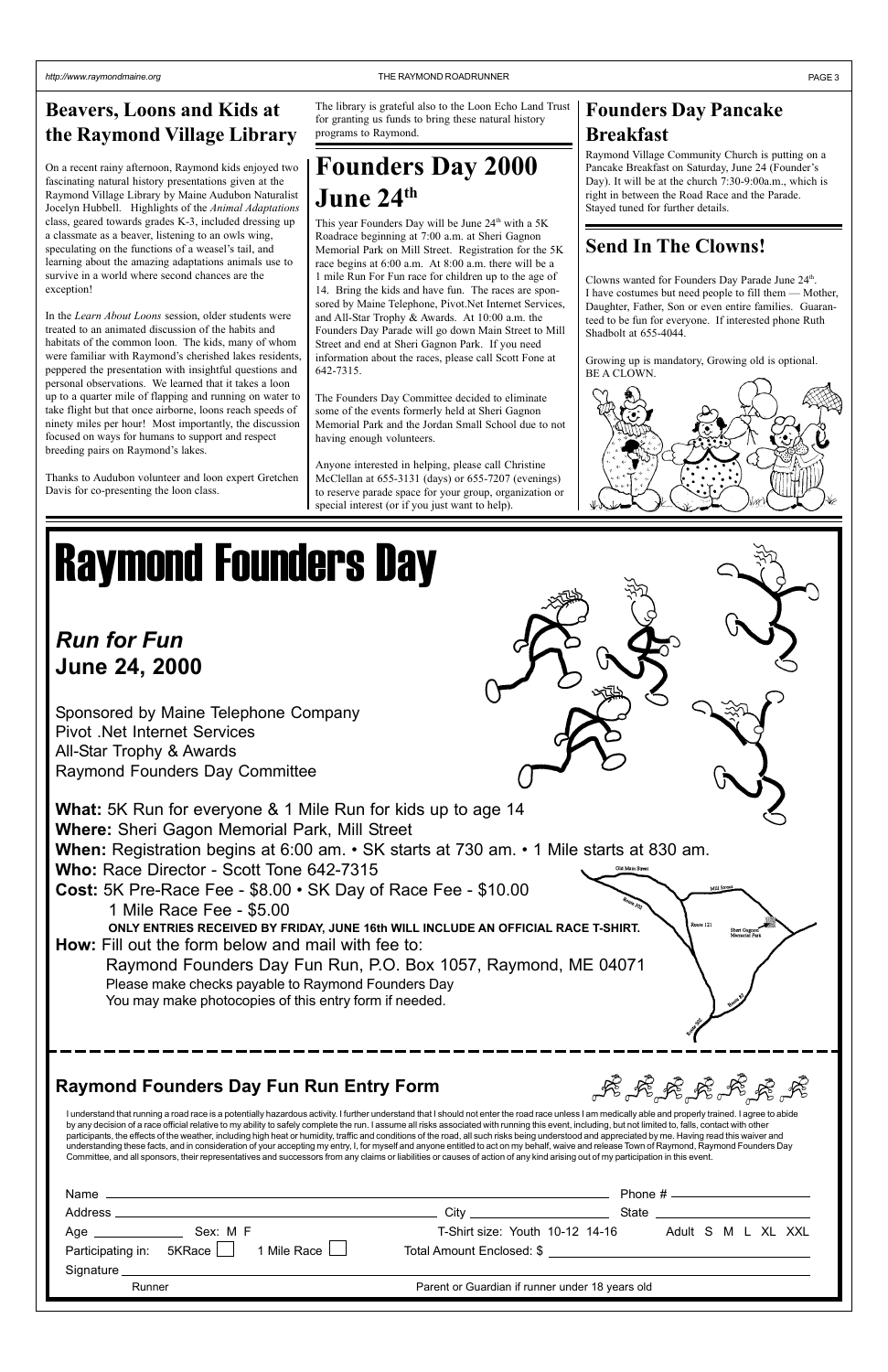## Beavers, Loons and Kids at the Raymond Village Library

On a recent rainy afternoon, Raymond kids enjoyed two fascinating natural history presentations given at the Raymond Village Library by Maine Audubon Naturalist Jocelyn Hubbell. Highlights of the *Animal Adaptations* class, geared towards grades K-3, included dressing up a classmate as a beaver, listening to an owls wing, speculating on the functions of a weasel's tail, and learning about the amazing adaptations animals use to survive in a world where second chances are the exception!

In the *Learn About Loons* session, older students were treated to an animated discussion of the habits and habitats of the common loon. The kids, many of whom were familiar with Raymond's cherished lakes residents, peppered the presentation with insightful questions and personal observations. We learned that it takes a loon up to a quarter mile of flapping and running on water to take flight but that once airborne, loons reach speeds of ninety miles per hour! Most importantly, the discussion focused on ways for humans to support and respect breeding pairs on Raymond's lakes.

Thanks to Audubon volunteer and loon expert Gretchen Davis for co-presenting the loon class.

The library is grateful also to the Loon Echo Land Trust for granting us funds to bring these natural history programs to Raymond.

## Founders Day 2000 June 24th

This year Founders Day will be June 24th with a 5K Roadrace beginning at 7:00 a.m. at Sheri Gagnon Memorial Park on Mill Street. Registration for the 5K race begins at 6:00 a.m. At 8:00 a.m. there will be a 1 mile Run For Fun race for children up to the age of 14. Bring the kids and have fun. The races are sponsored by Maine Telephone, Pivot.Net Internet Services, and All-Star Trophy & Awards. At 10:00 a.m. the Founders Day Parade will go down Main Street to Mill Street and end at Sheri Gagnon Park. If you need information about the races, please call Scott Fone at 642-7315.

The Founders Day Committee decided to eliminate some of the events formerly held at Sheri Gagnon Memorial Park and the Jordan Small School due to not having enough volunteers.

Anyone interested in helping, please call Christine McClellan at 655-3131 (days) or 655-7207 (evenings) to reserve parade space for your group, organization or special interest (or if you just want to help).

## Founders Day Pancake Breakfast

Raymond Village Community Church is putting on a Pancake Breakfast on Saturday, June 24 (Founder's Day). It will be at the church 7:30-9:00a.m., which is right in between the Road Race and the Parade. Stayed tuned for further details.

## Send In The Clowns!

Clowns wanted for Founders Day Parade June 24th. I have costumes but need people to fill them — Mother, Daughter, Father, Son or even entire families. Guaranteed to be fun for everyone. If interested phone Ruth Shadbolt at 655-4044.

Growing up is mandatory, Growing old is optional. BE A CLOWN.

# Raymond Founders Day

## *Run for Fun*
## June 24, 2000

Sponsored by Maine Telephone Company
Pivot .Net Internet Services
All-Star Trophy & Awards
Raymond Founders Day Committee

**What:** 5K Run for everyone & 1 Mile Run for kids up to age 14
**Where:** Sheri Gagon Memorial Park, Mill Street
**When:** Registration begins at 6:00 am. • SK starts at 730 am. • 1 Mile starts at 830 am.
**Who:** Race Director - Scott Tone 642-7315
**Cost:** 5K Pre-Race Fee - $8.00 • SK Day of Race Fee - $10.00
1 Mile Race Fee - $5.00
**ONLY ENTRIES RECEIVED BY FRIDAY, JUNE 16th WILL INCLUDE AN OFFICIAL RACE T-SHIRT.**
**How:** Fill out the form below and mail with fee to:
Raymond Founders Day Fun Run, P.O. Box 1057, Raymond, ME 04071
Please make checks payable to Raymond Founders Day
You may make photocopies of this entry form if needed.

Old Main Street
Mill Street
Route 302
Route 121
Sheri Gagnon Memorial Park
Route 85
Route 302

## Raymond Founders Day Fun Run Entry Form

I understand that running a road race is a potentially hazardous activity. I further understand that I should not enter the road race unless I am medically able and properly trained. I agree to abide by any decision of a race official relative to my ability to safely complete the run. I assume all risks associated with running this event, including, but not limited to, falls, contact with other participants, the effects of the weather, including high heat or humidity, traffic and conditions of the road, all such risks being understood and appreciated by me. Having read this waiver and understanding these facts, and in consideration of your accepting my entry, I, for myself and anyone entitled to act on my behalf, waive and release Town of Raymond, Raymond Founders Day Committee, and all sponsors, their representatives and successors from any claims or liabilities or causes of action of any kind arising out of my participation in this event.

Name ______________________ Phone # ____________
Address ______________________ City ____________ State ____________
Age ________ Sex: M F T-Shirt size: Youth 10-12 14-16 Adult S M L XL XXL
Participating in: 5KRace ☐ 1 Mile Race ☐ Total Amount Enclosed: $ ____________
Signature ____________________________________________
Runner Parent or Guardian if runner under 18 years old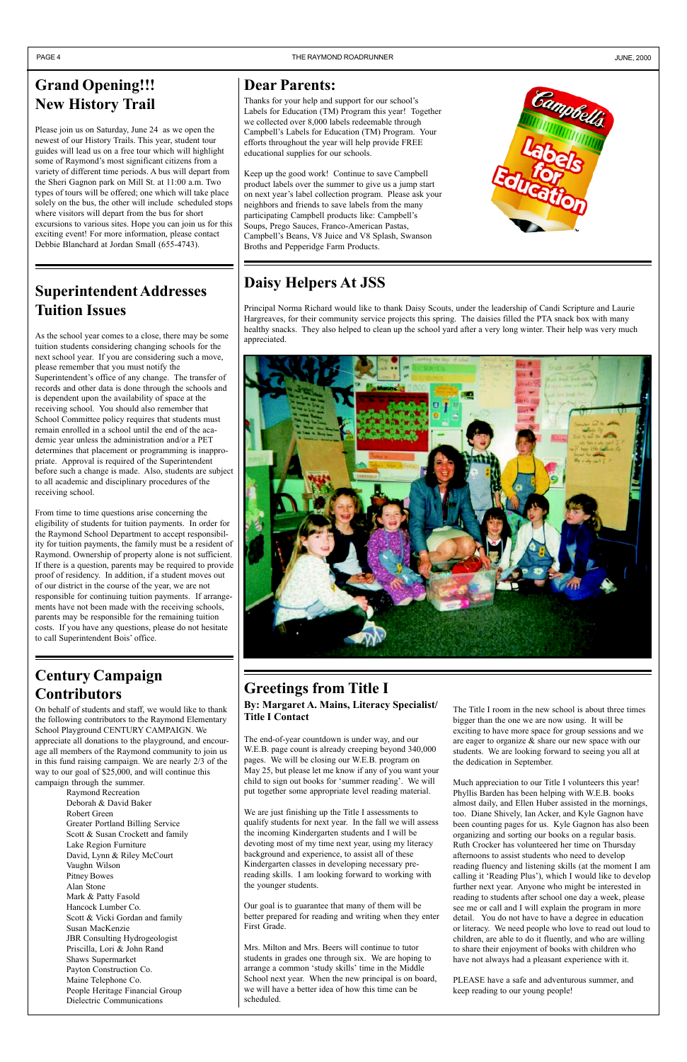## Grand Opening!!! New History Trail

Please join us on Saturday, June 24 as we open the newest of our History Trails. This year, student tour guides will lead us on a free tour which will highlight some of Raymond's most significant citizens from a variety of different time periods. A bus will depart from the Sheri Gagnon park on Mill St. at 11:00 a.m. Two types of tours will be offered; one which will take place solely on the bus, the other will include scheduled stops where visitors will depart from the bus for short excursions to various sites. Hope you can join us for this exciting event! For more information, please contact Debbie Blanchard at Jordan Small (655-4743).

## Superintendent Addresses Tuition Issues

As the school year comes to a close, there may be some tuition students considering changing schools for the next school year. If you are considering such a move, please remember that you must notify the Superintendent's office of any change. The transfer of records and other data is done through the schools and is dependent upon the availability of space at the receiving school. You should also remember that School Committee policy requires that students must remain enrolled in a school until the end of the academic year unless the administration and/or a PET determines that placement or programming is inappropriate. Approval is required of the Superintendent before such a change is made. Also, students are subject to all academic and disciplinary procedures of the receiving school.

From time to time questions arise concerning the eligibility of students for tuition payments. In order for the Raymond School Department to accept responsibility for tuition payments, the family must be a resident of Raymond. Ownership of property alone is not sufficient. If there is a question, parents may be required to provide proof of residency. In addition, if a student moves out of our district in the course of the year, we are not responsible for continuing tuition payments. If arrangements have not been made with the receiving schools, parents may be responsible for the remaining tuition costs. If you have any questions, please do not hesitate to call Superintendent Bois' office.

## Century Campaign Contributors

On behalf of students and staff, we would like to thank the following contributors to the Raymond Elementary School Playground CENTURY CAMPAIGN. We appreciate all donations to the playground, and encourage all members of the Raymond community to join us in this fund raising campaign. We are nearly 2/3 of the way to our goal of $25,000, and will continue this campaign through the summer.

- Raymond Recreation
- Deborah & David Baker
- Robert Green
- Greater Portland Billing Service
- Scott & Susan Crockett and family
- Lake Region Furniture
- David, Lynn & Riley McCourt
- Vaughn Wilson
- Pitney Bowes
- Alan Stone
- Mark & Patty Fasold
- Hancock Lumber Co.
- Scott & Vicki Gordan and family
- Susan MacKenzie
- JBR Consulting Hydrogeologist
- Priscilla, Lori & John Rand
- Shaws Supermarket
- Payton Construction Co.
- Maine Telephone Co.
- People Heritage Financial Group
- Dielectric Communications

## Dear Parents:

Thanks for your help and support for our school's Labels for Education (TM) Program this year! Together we collected over 8,000 labels redeemable through Campbell's Labels for Education (TM) Program. Your efforts throughout the year will help provide FREE educational supplies for our schools.

Keep up the good work! Continue to save Campbell product labels over the summer to give us a jump start on next year's label collection program. Please ask your neighbors and friends to save labels from the many participating Campbell products like: Campbell's Soups, Prego Sauces, Franco-American Pastas, Campbell's Beans, V8 Juice and V8 Splash, Swanson Broths and Pepperidge Farm Products.

## Daisy Helpers At JSS

Principal Norma Richard would like to thank Daisy Scouts, under the leadership of Candi Scripture and Laurie Hargreaves, for their community service projects this spring. The daisies filled the PTA snack box with many healthy snacks. They also helped to clean up the school yard after a very long winter. Their help was very much appreciated.

## Greetings from Title I

**By: Margaret A. Mains, Literacy Specialist/ Title I Contact**

The end-of-year countdown is under way, and our W.E.B. page count is already creeping beyond 340,000 pages. We will be closing our W.E.B. program on May 25, but please let me know if any of you want your child to sign out books for 'summer reading'. We will put together some appropriate level reading material.

We are just finishing up the Title I assessments to qualify students for next year. In the fall we will assess the incoming Kindergarten students and I will be devoting most of my time next year, using my literacy background and experience, to assist all of these Kindergarten classes in developing necessary pre-reading skills. I am looking forward to working with the younger students.

Our goal is to guarantee that many of them will be better prepared for reading and writing when they enter First Grade.

Mrs. Milton and Mrs. Beers will continue to tutor students in grades one through six. We are hoping to arrange a common 'study skills' time in the Middle School next year. When the new principal is on board, we will have a better idea of how this time can be scheduled.

The Title I room in the new school is about three times bigger than the one we are now using. It will be exciting to have more space for group sessions and we are eager to organize & share our new space with our students. We are looking forward to seeing you all at the dedication in September.

Much appreciation to our Title I volunteers this year! Phyllis Barden has been helping with W.E.B. books almost daily, and Ellen Huber assisted in the mornings, too. Diane Shively, Ian Acker, and Kyle Gagnon have been counting pages for us. Kyle Gagnon has also been organizing and sorting our books on a regular basis. Ruth Crocker has volunteered her time on Thursday afternoons to assist students who need to develop reading fluency and listening skills (at the moment I am calling it 'Reading Plus'), which I would like to develop further next year. Anyone who might be interested in reading to students after school one day a week, please see me or call and I will explain the program in more detail. You do not have to have a degree in education or literacy. We need people who love to read out loud to children, are able to do it fluently, and who are willing to share their enjoyment of books with children who have not always had a pleasant experience with it.

PLEASE have a safe and adventurous summer, and keep reading to our young people!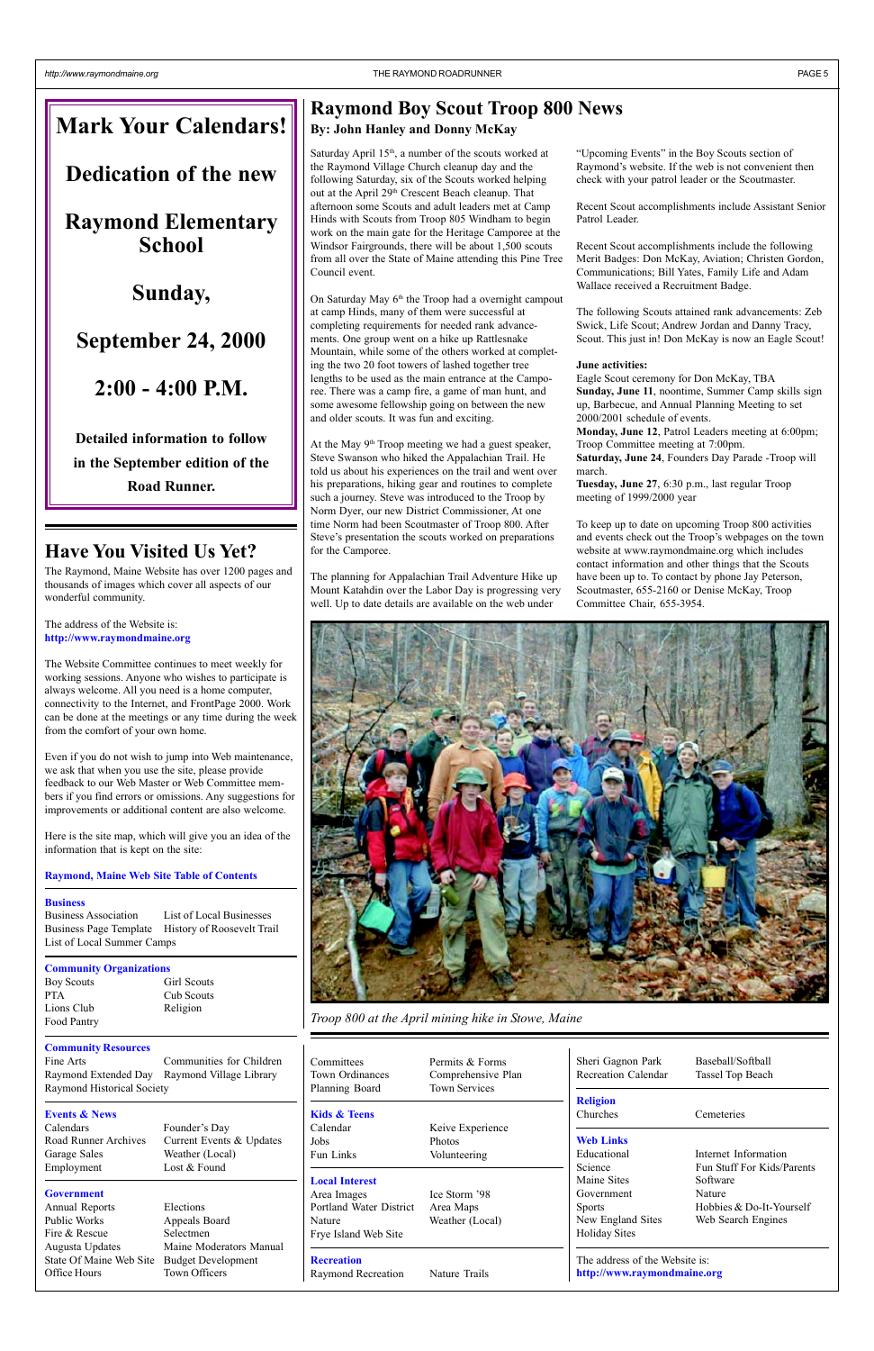# Mark Your Calendars!

## Dedication of the new

## Raymond Elementary School

## Sunday,

## September 24, 2000

## 2:00 - 4:00 P.M.

**Detailed information to follow in the September edition of the Road Runner.**

# Have You Visited Us Yet?

The Raymond, Maine Website has over 1200 pages and thousands of images which cover all aspects of our wonderful community.

The address of the Website is:
**http://www.raymondmaine.org**

The Website Committee continues to meet weekly for working sessions. Anyone who wishes to participate is always welcome. All you need is a home computer, connectivity to the Internet, and FrontPage 2000. Work can be done at the meetings or any time during the week from the comfort of your own home.

Even if you do not wish to jump into Web maintenance, we ask that when you use the site, please provide feedback to our Web Master or Web Committee members if you find errors or omissions. Any suggestions for improvements or additional content are also welcome.

Here is the site map, which will give you an idea of the information that is kept on the site:

**Raymond, Maine Web Site Table of Contents**

**Business**

| | |
|---|---|
| Business Association | List of Local Businesses |
| Business Page Template | History of Roosevelt Trail |
| List of Local Summer Camps | |

**Community Organizations**

| | |
|---|---|
| Boy Scouts | Girl Scouts |
| PTA | Cub Scouts |
| Lions Club | Religion |
| Food Pantry | |

**Community Resources**

| | |
|---|---|
| Fine Arts | Communities for Children |
| Raymond Extended Day | Raymond Village Library |
| Raymond Historical Society | |
| Committees | Permits & Forms |
| Town Ordinances | Comprehensive Plan |
| Planning Board | Town Services |

**Events & News**

| | |
|---|---|
| Calendars | Founder's Day |
| Road Runner Archives | Current Events & Updates |
| Garage Sales | Weather (Local) |
| Employment | Lost & Found |

**Government**

| | |
|---|---|
| Annual Reports | Elections |
| Public Works | Appeals Board |
| Fire & Rescue | Selectmen |
| Augusta Updates | Maine Moderators Manual |
| State Of Maine Web Site | Budget Development |
| Office Hours | Town Officers |

**Kids & Teens**

| | |
|---|---|
| Calendar | Keive Experience |
| Jobs | Photos |
| Fun Links | Volunteering |

**Local Interest**

| | |
|---|---|
| Area Images | Ice Storm '98 |
| Portland Water District | Area Maps |
| Nature | Weather (Local) |
| Frye Island Web Site | |

**Recreation**

| | |
|---|---|
| Raymond Recreation | Nature Trails |
| Sheri Gagnon Park | Baseball/Softball |
| Recreation Calendar | Tassel Top Beach |

**Religion**

| | |
|---|---|
| Churches | Cemeteries |

**Web Links**

| | |
|---|---|
| Educational | Internet Information |
| Science | Fun Stuff For Kids/Parents |
| Maine Sites | Software |
| Government | Nature |
| Sports | Hobbies & Do-It-Yourself |
| New England Sites | Web Search Engines |
| Holiday Sites | |

The address of the Website is:
**http://www.raymondmaine.org**

# Raymond Boy Scout Troop 800 News

**By: John Hanley and Donny McKay**

Saturday April 15th, a number of the scouts worked at the Raymond Village Church cleanup day and the following Saturday, six of the Scouts worked helping out at the April 29th Crescent Beach cleanup. That afternoon some Scouts and adult leaders met at Camp Hinds with Scouts from Troop 805 Windham to begin work on the main gate for the Heritage Camporee at the Windsor Fairgrounds, there will be about 1,500 scouts from all over the State of Maine attending this Pine Tree Council event.

On Saturday May 6th the Troop had a overnight campout at camp Hinds, many of them were successful at completing requirements for needed rank advancements. One group went on a hike up Rattlesnake Mountain, while some of the others worked at completing the two 20 foot towers of lashed together tree lengths to be used as the main entrance at the Camporee. There was a camp fire, a game of man hunt, and some awesome fellowship going on between the new and older scouts. It was fun and exciting.

At the May 9th Troop meeting we had a guest speaker, Steve Swanson who hiked the Appalachian Trail. He told us about his experiences on the trail and went over his preparations, hiking gear and routines to complete such a journey. Steve was introduced to the Troop by Norm Dyer, our new District Commissioner, At one time Norm had been Scoutmaster of Troop 800. After Steve's presentation the scouts worked on preparations for the Camporee.

The planning for Appalachian Trail Adventure Hike up Mount Katahdin over the Labor Day is progressing very well. Up to date details are available on the web under "Upcoming Events" in the Boy Scouts section of Raymond's website. If the web is not convenient then check with your patrol leader or the Scoutmaster.

Recent Scout accomplishments include Assistant Senior Patrol Leader.

Recent Scout accomplishments include the following Merit Badges: Don McKay, Aviation; Christen Gordon, Communications; Bill Yates, Family Life and Adam Wallace received a Recruitment Badge.

The following Scouts attained rank advancements: Zeb Swick, Life Scout; Andrew Jordan and Danny Tracy, Scout. This just in! Don McKay is now an Eagle Scout!

**June activities:**

Eagle Scout ceremony for Don McKay, TBA

**Sunday, June 11**, noontime, Summer Camp skills sign up, Barbecue, and Annual Planning Meeting to set 2000/2001 schedule of events.

**Monday, June 12**, Patrol Leaders meeting at 6:00pm; Troop Committee meeting at 7:00pm.

**Saturday, June 24**, Founders Day Parade -Troop will march.

**Tuesday, June 27**, 6:30 p.m., last regular Troop meeting of 1999/2000 year

To keep up to date on upcoming Troop 800 activities and events check out the Troop's webpages on the town website at www.raymondmaine.org which includes contact information and other things that the Scouts have been up to. To contact by phone Jay Peterson, Scoutmaster, 655-2160 or Denise McKay, Troop Committee Chair, 655-3954.

*Troop 800 at the April mining hike in Stowe, Maine*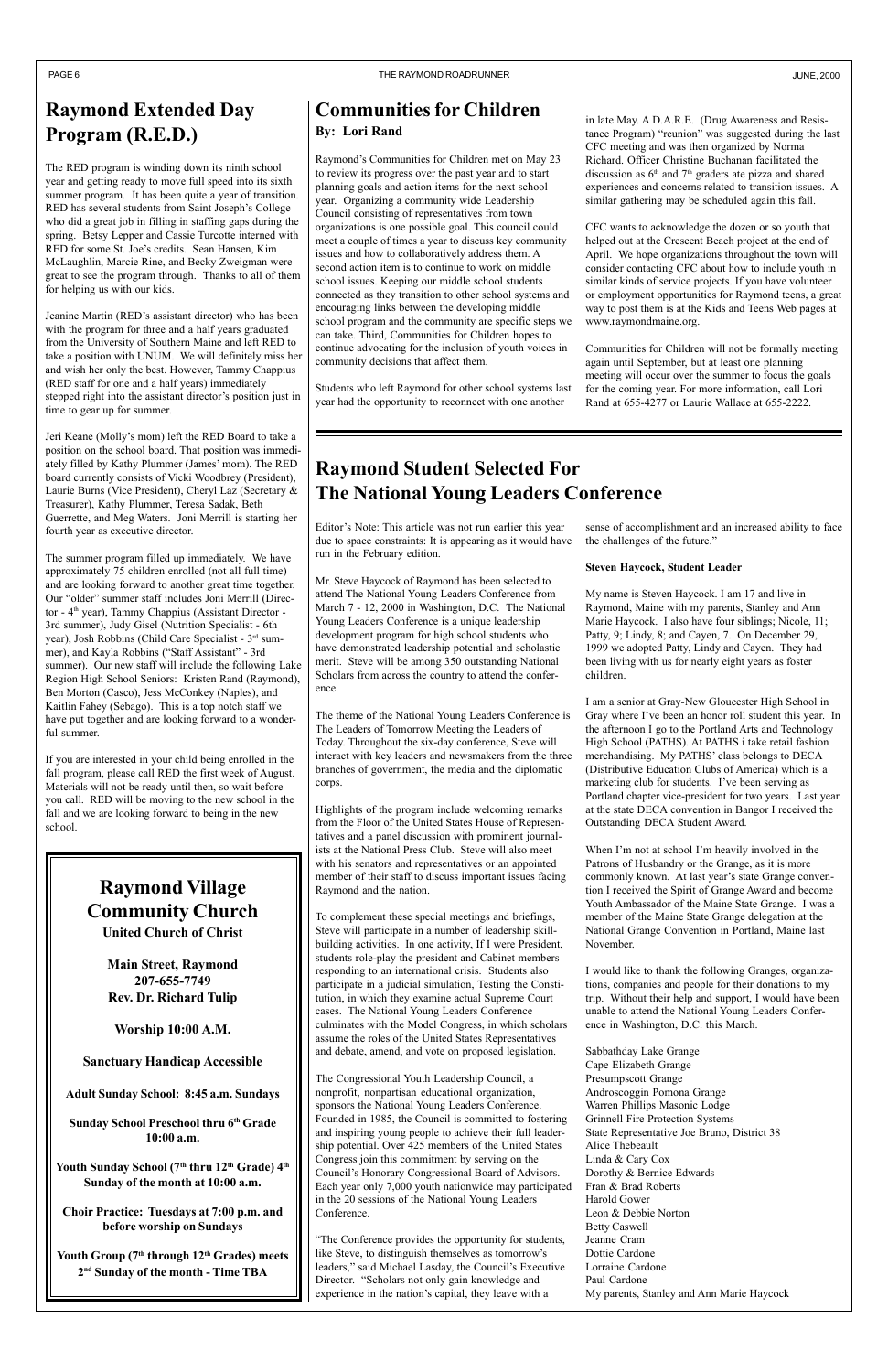# Raymond Extended Day Program (R.E.D.)

The RED program is winding down its ninth school year and getting ready to move full speed into its sixth summer program. It has been quite a year of transition. RED has several students from Saint Joseph's College who did a great job in filling in staffing gaps during the spring. Betsy Lepper and Cassie Turcotte interned with RED for some St. Joe's credits. Sean Hansen, Kim McLaughlin, Marcie Rine, and Becky Zweigman were great to see the program through. Thanks to all of them for helping us with our kids.

Jeanine Martin (RED's assistant director) who has been with the program for three and a half years graduated from the University of Southern Maine and left RED to take a position with UNUM. We will definitely miss her and wish her only the best. However, Tammy Chappius (RED staff for one and a half years) immediately stepped right into the assistant director's position just in time to gear up for summer.

Jeri Keane (Molly's mom) left the RED Board to take a position on the school board. That position was immediately filled by Kathy Plummer (James' mom). The RED board currently consists of Vicki Woodbrey (President), Laurie Burns (Vice President), Cheryl Laz (Secretary & Treasurer), Kathy Plummer, Teresa Sadak, Beth Guerrette, and Meg Waters. Joni Merrill is starting her fourth year as executive director.

The summer program filled up immediately. We have approximately 75 children enrolled (not all full time) and are looking forward to another great time together. Our "older" summer staff includes Joni Merrill (Director - 4th year), Tammy Chappius (Assistant Director - 3rd summer), Judy Gisel (Nutrition Specialist - 6th year), Josh Robbins (Child Care Specialist - 3rd summer), and Kayla Robbins ("Staff Assistant" - 3rd summer). Our new staff will include the following Lake Region High School Seniors: Kristen Rand (Raymond), Ben Morton (Casco), Jess McConkey (Naples), and Kaitlin Fahey (Sebago). This is a top notch staff we have put together and are looking forward to a wonderful summer.

If you are interested in your child being enrolled in the fall program, please call RED the first week of August. Materials will not be ready until then, so wait before you call. RED will be moving to the new school in the fall and we are looking forward to being in the new school.

## Raymond Village Community Church

**United Church of Christ**

**Main Street, Raymond**
**207-655-7749**
**Rev. Dr. Richard Tulip**

**Worship 10:00 A.M.**

**Sanctuary Handicap Accessible**

**Adult Sunday School: 8:45 a.m. Sundays**

**Sunday School Preschool thru 6th Grade 10:00 a.m.**

**Youth Sunday School (7th thru 12th Grade) 4th Sunday of the month at 10:00 a.m.**

**Choir Practice: Tuesdays at 7:00 p.m. and before worship on Sundays**

**Youth Group (7th through 12th Grades) meets 2nd Sunday of the month - Time TBA**

# Communities for Children

**By: Lori Rand**

Raymond's Communities for Children met on May 23 to review its progress over the past year and to start planning goals and action items for the next school year. Organizing a community wide Leadership Council consisting of representatives from town organizations is one possible goal. This council could meet a couple of times a year to discuss key community issues and how to collaboratively address them. A second action item is to continue to work on middle school issues. Keeping our middle school students connected as they transition to other school systems and encouraging links between the developing middle school program and the community are specific steps we can take. Third, Communities for Children hopes to continue advocating for the inclusion of youth voices in community decisions that affect them.

Students who left Raymond for other school systems last year had the opportunity to reconnect with one another in late May. A D.A.R.E. (Drug Awareness and Resistance Program) "reunion" was suggested during the last CFC meeting and was then organized by Norma Richard. Officer Christine Buchanan facilitated the discussion as 6th and 7th graders ate pizza and shared experiences and concerns related to transition issues. A similar gathering may be scheduled again this fall.

CFC wants to acknowledge the dozen or so youth that helped out at the Crescent Beach project at the end of April. We hope organizations throughout the town will consider contacting CFC about how to include youth in similar kinds of service projects. If you have volunteer or employment opportunities for Raymond teens, a great way to post them is at the Kids and Teens Web pages at www.raymondmaine.org.

Communities for Children will not be formally meeting again until September, but at least one planning meeting will occur over the summer to focus the goals for the coming year. For more information, call Lori Rand at 655-4277 or Laurie Wallace at 655-2222.

# Raymond Student Selected For The National Young Leaders Conference

Editor's Note: This article was not run earlier this year due to space constraints: It is appearing as it would have run in the February edition.

Mr. Steve Haycock of Raymond has been selected to attend The National Young Leaders Conference from March 7 - 12, 2000 in Washington, D.C. The National Young Leaders Conference is a unique leadership development program for high school students who have demonstrated leadership potential and scholastic merit. Steve will be among 350 outstanding National Scholars from across the country to attend the conference.

The theme of the National Young Leaders Conference is The Leaders of Tomorrow Meeting the Leaders of Today. Throughout the six-day conference, Steve will interact with key leaders and newsmakers from the three branches of government, the media and the diplomatic corps.

Highlights of the program include welcoming remarks from the Floor of the United States House of Representatives and a panel discussion with prominent journalists at the National Press Club. Steve will also meet with his senators and representatives or an appointed member of their staff to discuss important issues facing Raymond and the nation.

To complement these special meetings and briefings, Steve will participate in a number of leadership skill-building activities. In one activity, If I were President, students role-play the president and Cabinet members responding to an international crisis. Students also participate in a judicial simulation, Testing the Constitution, in which they examine actual Supreme Court cases. The National Young Leaders Conference culminates with the Model Congress, in which scholars assume the roles of the United States Representatives and debate, amend, and vote on proposed legislation.

The Congressional Youth Leadership Council, a nonprofit, nonpartisan educational organization, sponsors the National Young Leaders Conference. Founded in 1985, the Council is committed to fostering and inspiring young people to achieve their full leadership potential. Over 425 members of the United States Congress join this commitment by serving on the Council's Honorary Congressional Board of Advisors. Each year only 7,000 youth nationwide may participated in the 20 sessions of the National Young Leaders Conference.

"The Conference provides the opportunity for students, like Steve, to distinguish themselves as tomorrow's leaders," said Michael Lasday, the Council's Executive Director. "Scholars not only gain knowledge and experience in the nation's capital, they leave with a sense of accomplishment and an increased ability to face the challenges of the future."

**Steven Haycock, Student Leader**

My name is Steven Haycock. I am 17 and live in Raymond, Maine with my parents, Stanley and Ann Marie Haycock. I also have four siblings; Nicole, 11; Patty, 9; Lindy, 8; and Cayen, 7. On December 29, 1999 we adopted Patty, Lindy and Cayen. They had been living with us for nearly eight years as foster children.

I am a senior at Gray-New Gloucester High School in Gray where I've been an honor roll student this year. In the afternoon I go to the Portland Arts and Technology High School (PATHS). At PATHS i take retail fashion merchandising. My PATHS' class belongs to DECA (Distributive Education Clubs of America) which is a marketing club for students. I've been serving as Portland chapter vice-president for two years. Last year at the state DECA convention in Bangor I received the Outstanding DECA Student Award.

When I'm not at school I'm heavily involved in the Patrons of Husbandry or the Grange, as it is more commonly known. At last year's state Grange convention I received the Spirit of Grange Award and become Youth Ambassador of the Maine State Grange. I was a member of the Maine State Grange delegation at the National Grange Convention in Portland, Maine last November.

I would like to thank the following Granges, organizations, companies and people for their donations to my trip. Without their help and support, I would have been unable to attend the National Young Leaders Conference in Washington, D.C. this March.

Sabbathday Lake Grange
Cape Elizabeth Grange
Presumpscott Grange
Androscoggin Pomona Grange
Warren Phillips Masonic Lodge
Grinnell Fire Protection Systems
State Representative Joe Bruno, District 38
Alice Thebeault
Linda & Cary Cox
Dorothy & Bernice Edwards
Fran & Brad Roberts
Harold Gower
Leon & Debbie Norton
Betty Caswell
Jeanne Cram
Dottie Cardone
Lorraine Cardone
Paul Cardone
My parents, Stanley and Ann Marie Haycock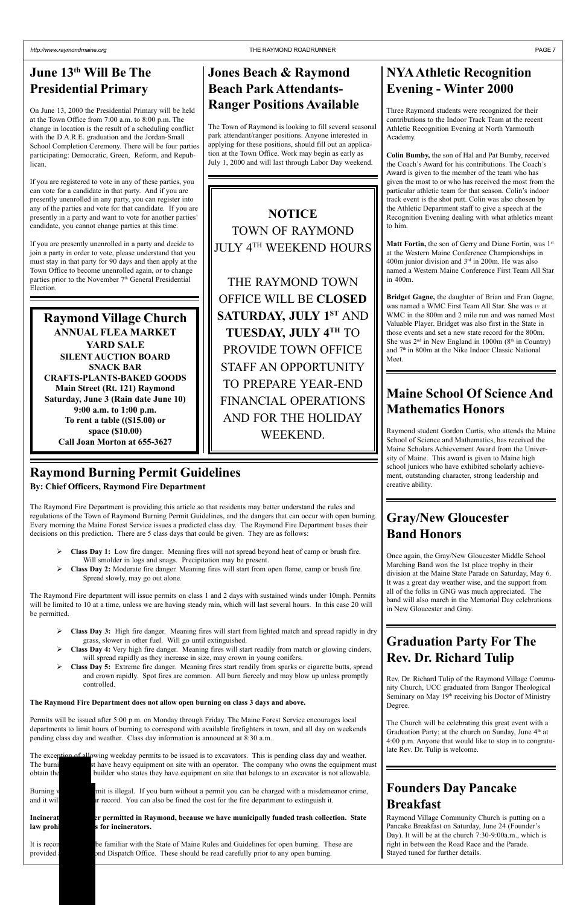## June 13th Will Be The Presidential Primary

On June 13, 2000 the Presidential Primary will be held at the Town Office from 7:00 a.m. to 8:00 p.m. The change in location is the result of a scheduling conflict with the D.A.R.E. graduation and the Jordan-Small School Completion Ceremony. There will be four parties participating: Democratic, Green, Reform, and Republican.

If you are registered to vote in any of these parties, you can vote for a candidate in that party. And if you are presently unenrolled in any party, you can register into any of the parties and vote for that candidate. If you are presently in a party and want to vote for another parties' candidate, you cannot change parties at this time.

If you are presently unenrolled in a party and decide to join a party in order to vote, please understand that you must stay in that party for 90 days and then apply at the Town Office to become unenrolled again, or to change parties prior to the November 7th General Presidential Election.

**Raymond Village Church**
**ANNUAL FLEA MARKET**
**YARD SALE**
**SILENT AUCTION BOARD**
**SNACK BAR**
**CRAFTS-PLANTS-BAKED GOODS**
**Main Street (Rt. 121) Raymond**
**Saturday, June 3 (Rain date June 10)**
**9:00 a.m. to 1:00 p.m.**
**To rent a table (($15.00) or space ($10.00)**
**Call Joan Morton at 655-3627**

## Jones Beach & Raymond Beach Park Attendants-Ranger Positions Available

The Town of Raymond is looking to fill several seasonal park attendant/ranger positions. Anyone interested in applying for these positions, should fill out an application at the Town Office. Work may begin as early as July 1, 2000 and will last through Labor Day weekend.

**NOTICE**
TOWN OF RAYMOND
JULY 4TH WEEKEND HOURS

THE RAYMOND TOWN OFFICE WILL BE **CLOSED SATURDAY, JULY 1ST** AND **TUESDAY, JULY 4TH** TO PROVIDE TOWN OFFICE STAFF AN OPPORTUNITY TO PREPARE YEAR-END FINANCIAL OPERATIONS AND FOR THE HOLIDAY WEEKEND.

## NYA Athletic Recognition Evening - Winter 2000

Three Raymond students were recognized for their contributions to the Indoor Track Team at the recent Athletic Recognition Evening at North Yarmouth Academy.

**Colin Bumby,** the son of Hal and Pat Bumby, received the Coach's Award for his contributions. The Coach's Award is given to the member of the team who has given the most to or who has received the most from the particular athletic team for that season. Colin's indoor track event is the shot putt. Colin was also chosen by the Athletic Department staff to give a speech at the Recognition Evening dealing with what athletics meant to him.

**Matt Fortin,** the son of Gerry and Diane Fortin, was 1st at the Western Maine Conference Championships in 400m junior division and 3rd in 200m. He was also named a Western Maine Conference First Team All Star in 400m.

**Bridget Gagne,** the daughter of Brian and Fran Gagne, was named a WMC First Team All Star. She was 1st at WMC in the 800m and 2 mile run and was named Most Valuable Player. Bridget was also first in the State in those events and set a new state record for the 800m. She was 2nd in New England in 1000m (8th in Country) and 7th in 800m at the Nike Indoor Classic National Meet.

## Maine School Of Science And Mathematics Honors

Raymond student Gordon Curtis, who attends the Maine School of Science and Mathematics, has received the Maine Scholars Achievement Award from the University of Maine. This award is given to Maine high school juniors who have exhibited scholarly achievement, outstanding character, strong leadership and creative ability.

## Gray/New Gloucester Band Honors

Once again, the Gray/New Gloucester Middle School Marching Band won the 1st place trophy in their division at the Maine State Parade on Saturday, May 6. It was a great day weather wise, and the support from all of the folks in GNG was much appreciated. The band will also march in the Memorial Day celebrations in New Gloucester and Gray.

## Graduation Party For The Rev. Dr. Richard Tulip

Rev. Dr. Richard Tulip of the Raymond Village Community Church, UCC graduated from Bangor Theological Seminary on May 19th receiving his Doctor of Ministry Degree.

The Church will be celebrating this great event with a Graduation Party; at the church on Sunday, June 4th at 4:00 p.m. Anyone that would like to stop in to congratulate Rev. Dr. Tulip is welcome.

## Founders Day Pancake Breakfast

Raymond Village Community Church is putting on a Pancake Breakfast on Saturday, June 24 (Founder's Day). It will be at the church 7:30-9:00a.m., which is right in between the Road Race and the Parade. Stayed tuned for further details.

## Raymond Burning Permit Guidelines

**By: Chief Officers, Raymond Fire Department**

The Raymond Fire Department is providing this article so that residents may better understand the rules and regulations of the Town of Raymond Burning Permit Guidelines, and the dangers that can occur with open burning. Every morning the Maine Forest Service issues a predicted class day. The Raymond Fire Department bases their decisions on this prediction. There are 5 class days that could be given. They are as follows:

- **Class Day 1:** Low fire danger. Meaning fires will not spread beyond heat of camp or brush fire. Will smolder in logs and snags. Precipitation may be present.
- **Class Day 2:** Moderate fire danger. Meaning fires will start from open flame, camp or brush fire. Spread slowly, may go out alone.

The Raymond Fire department will issue permits on class 1 and 2 days with sustained winds under 10mph. Permits will be limited to 10 at a time, unless we are having steady rain, which will last several hours. In this case 20 will be permitted.

- **Class Day 3:** High fire danger. Meaning fires will start from lighted match and spread rapidly in dry grass, slower in other fuel. Will go until extinguished.
- **Class Day 4:** Very high fire danger. Meaning fires will start readily from match or glowing cinders, will spread rapidly as they increase in size, may crown in young conifers.
- **Class Day 5:** Extreme fire danger. Meaning fires start readily from sparks or cigarette butts, spread and crown rapidly. Spot fires are common. All burn fiercely and may blow up unless promptly controlled.

**The Raymond Fire Department does not allow open burning on class 3 days and above.**

Permits will be issued after 5:00 p.m. on Monday through Friday. The Maine Forest Service encourages local departments to limit hours of burning to correspond with available firefighters in town, and all day on weekends pending class day and weather. Class day information is announced at 8:30 a.m.

The exception of allowing weekday permits to be issued is to excavators. This is pending class day and weather. The burni[...]st have heavy equipment on site with an operator. The company who owns the equipment must obtain the[...] builder who states they have equipment on site that belongs to an excavator is not allowable.

Burning w[...]mit is illegal. If you burn without a permit you can be charged with a misdemeanor crime, and it wil[...]r record. You can also be fined the cost for the fire department to extinguish it.

**Incinerat[...]er permitted in Raymond, because we have municipally funded trash collection. State law prohi[...]s for incinerators.**

It is recom[...]be familiar with the State of Maine Rules and Guidelines for open burning. These are provided [...]ond Dispatch Office. These should be read carefully prior to any open burning.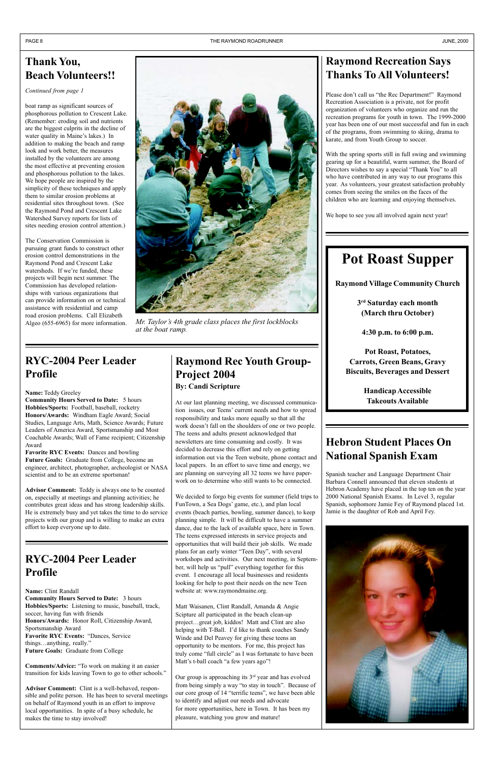## Thank You, Beach Volunteers!!

*Continued from page 1*

boat ramp as significant sources of phosphorous pollution to Crescent Lake. (Remember: eroding soil and nutrients are the biggest culprits in the decline of water quality in Maine's lakes.) In addition to making the beach and ramp look and work better, the measures installed by the volunteers are among the most effective at preventing erosion and phosphorous pollution to the lakes. We hope people are inspired by the simplicity of these techniques and apply them to similar erosion problems at residential sites throughout town. (See the Raymond Pond and Crescent Lake Watershed Survey reports for lists of sites needing erosion control attention.)

The Conservation Commission is pursuing grant funds to construct other erosion control demonstrations in the Raymond Pond and Crescent Lake watersheds. If we're funded, these projects will begin next summer. The Commission has developed relationships with various organizations that can provide information on or technical assistance with residential and camp road erosion problems. Call Elizabeth Algeo (655-6965) for more information.

*Mr. Taylor's 4th grade class places the first lockblocks at the boat ramp.*

## Raymond Recreation Says Thanks To All Volunteers!

Please don't call us "the Rec Department!" Raymond Recreation Association is a private, not for profit organization of volunteers who organize and run the recreation programs for youth in town. The 1999-2000 year has been one of our most successful and fun in each of the programs, from swimming to skiing, drama to karate, and from Youth Group to soccer.

With the spring sports still in full swing and swimming gearing up for a beautiful, warm summer, the Board of Directors wishes to say a special "Thank You" to all who have contributed in any way to our programs this year. As volunteers, your greatest satisfaction probably comes from seeing the smiles on the faces of the children who are learning and enjoying themselves.

We hope to see you all involved again next year!

## Pot Roast Supper

**Raymond Village Community Church**

**3rd Saturday each month (March thru October)**

**4:30 p.m. to 6:00 p.m.**

**Pot Roast, Potatoes, Carrots, Green Beans, Gravy Biscuits, Beverages and Dessert**

**Handicap Accessible**
**Takeouts Available**

## RYC-2004 Peer Leader Profile

**Name:** Teddy Greeley
**Community Hours Served to Date:** 5 hours
**Hobbies/Sports:** Football, baseball, rocketry
**Honors/Awards:** Windham Eagle Award; Social Studies, Language Arts, Math, Science Awards; Future Leaders of America Award, Sportsmanship and Most Coachable Awards; Wall of Fame recipient; Citizenship Award
**Favorite RYC Events:** Dances and bowling
**Future Goals:** Graduate from College, become an engineer, architect, photographer, archeologist or NASA scientist and to be an extreme sportsman!

**Advisor Comment:** Teddy is always one to be counted on, especially at meetings and planning activities; he contributes great ideas and has strong leadership skills. He is extremely busy and yet takes the time to do service projects with our group and is willing to make an extra effort to keep everyone up to date.

## RYC-2004 Peer Leader Profile

**Name:** Clint Randall
**Community Hours Served to Date:** 3 hours
**Hobbies/Sports:** Listening to music, baseball, track, soccer, having fun with friends
**Honors/Awards:** Honor Roll, Citizenship Award, Sportsmanship Award
**Favorite RYC Events:** "Dances, Service things…anything, really."
**Future Goals:** Graduate from College

**Comments/Advice:** "To work on making it an easier transition for kids leaving Town to go to other schools."

**Advisor Comment:** Clint is a well-behaved, responsible and polite person. He has been to several meetings on behalf of Raymond youth in an effort to improve local opportunities. In spite of a busy schedule, he makes the time to stay involved!

## Raymond Rec Youth Group-Project 2004

**By: Candi Scripture**

At our last planning meeting, we discussed communication issues, our Teens' current needs and how to spread responsibility and tasks more equally so that all the work doesn't fall on the shoulders of one or two people. The teens and adults present acknowledged that newsletters are time consuming and costly. It was decided to decrease this effort and rely on getting information out via the Teen website, phone contact and local papers. In an effort to save time and energy, we are planning on surveying all 32 teens we have paperwork on to determine who still wants to be connected.

We decided to forgo big events for summer (field trips to FunTown, a Sea Dogs' game, etc.), and plan local events (beach parties, bowling, summer dance), to keep planning simple. It will be difficult to have a summer dance, due to the lack of available space, here in Town. The teens expressed interests in service projects and opportunities that will build their job skills. We made plans for an early winter "Teen Day", with several workshops and activities. Our next meeting, in September, will help us "pull" everything together for this event. I encourage all local businesses and residents looking for help to post their needs on the new Teen website at: www.raymondmaine.org.

Matt Waisanen, Clint Randall, Amanda & Angie Scipture all participated in the beach clean-up project…great job, kiddos! Matt and Clint are also helping with T-Ball. I'd like to thank coaches Sandy Winde and Del Peavey for giving these teens an opportunity to be mentors. For me, this project has truly come "full circle" as I was fortunate to have been Matt's t-ball coach "a few years ago"!

Our group is approaching its 3rd year and has evolved from being simply a way "to stay in touch". Because of our core group of 14 "terrific teens", we have been able to identify and adjust our needs and advocate for more opportunities, here in Town. It has been my pleasure, watching you grow and mature!

## Hebron Student Places On National Spanish Exam

Spanish teacher and Language Department Chair Barbara Connell announced that eleven students at Hebron Academy have placed in the top ten on the year 2000 National Spanish Exams. In Level 3, regular Spanish, sophomore Jamie Fey of Raymond placed 1st. Jamie is the daughter of Rob and April Fey.